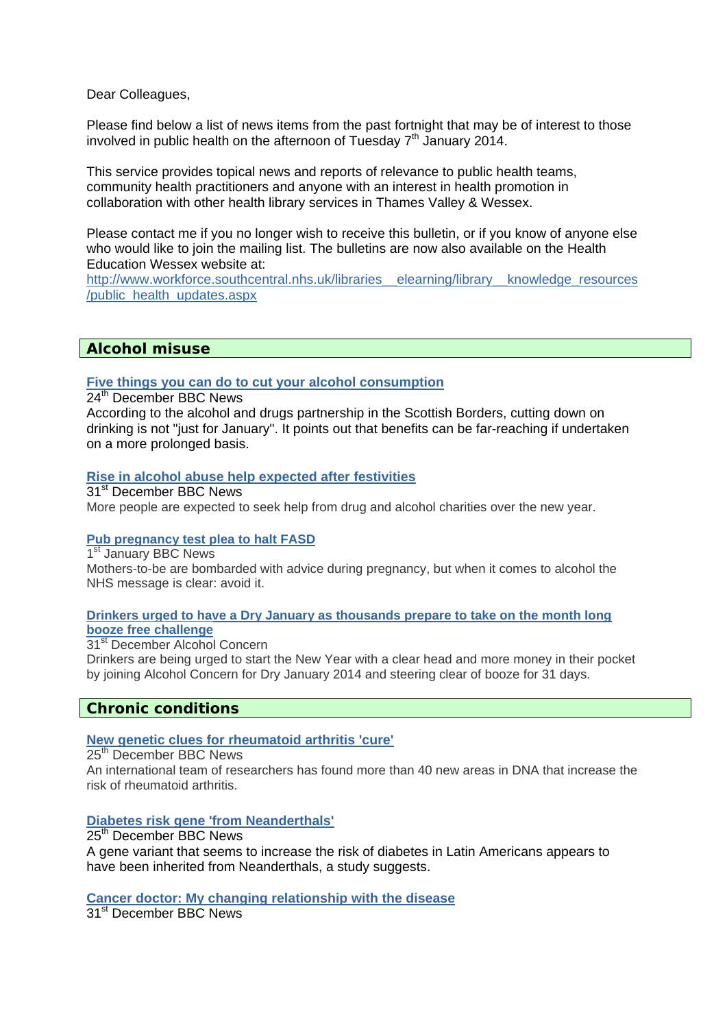Dear Colleagues,

Please find below a list of news items from the past fortnight that may be of interest to those involved in public health on the afternoon of Tuesday 7th January 2014.

This service provides topical news and reports of relevance to public health teams, community health practitioners and anyone with an interest in health promotion in collaboration with other health library services in Thames Valley & Wessex.

Please contact me if you no longer wish to receive this bulletin, or if you know of anyone else who would like to join the mailing list. The bulletins are now also available on the Health Education Wessex website at:
http://www.workforce.southcentral.nhs.uk/libraries__elearning/library__knowledge_resources/public_health_updates.aspx

## Alcohol misuse

**Five things you can do to cut your alcohol consumption**
24th December BBC News
According to the alcohol and drugs partnership in the Scottish Borders, cutting down on drinking is not "just for January". It points out that benefits can be far-reaching if undertaken on a more prolonged basis.

**Rise in alcohol abuse help expected after festivities**
31st December BBC News
More people are expected to seek help from drug and alcohol charities over the new year.

**Pub pregnancy test plea to halt FASD**
1st January BBC News
Mothers-to-be are bombarded with advice during pregnancy, but when it comes to alcohol the NHS message is clear: avoid it.

**Drinkers urged to have a Dry January as thousands prepare to take on the month long booze free challenge**
31st December Alcohol Concern
Drinkers are being urged to start the New Year with a clear head and more money in their pocket by joining Alcohol Concern for Dry January 2014 and steering clear of booze for 31 days.

## Chronic conditions

**New genetic clues for rheumatoid arthritis 'cure'**
25th December BBC News
An international team of researchers has found more than 40 new areas in DNA that increase the risk of rheumatoid arthritis.

**Diabetes risk gene 'from Neanderthals'**
25th December BBC News
A gene variant that seems to increase the risk of diabetes in Latin Americans appears to have been inherited from Neanderthals, a study suggests.

**Cancer doctor: My changing relationship with the disease**
31st December BBC News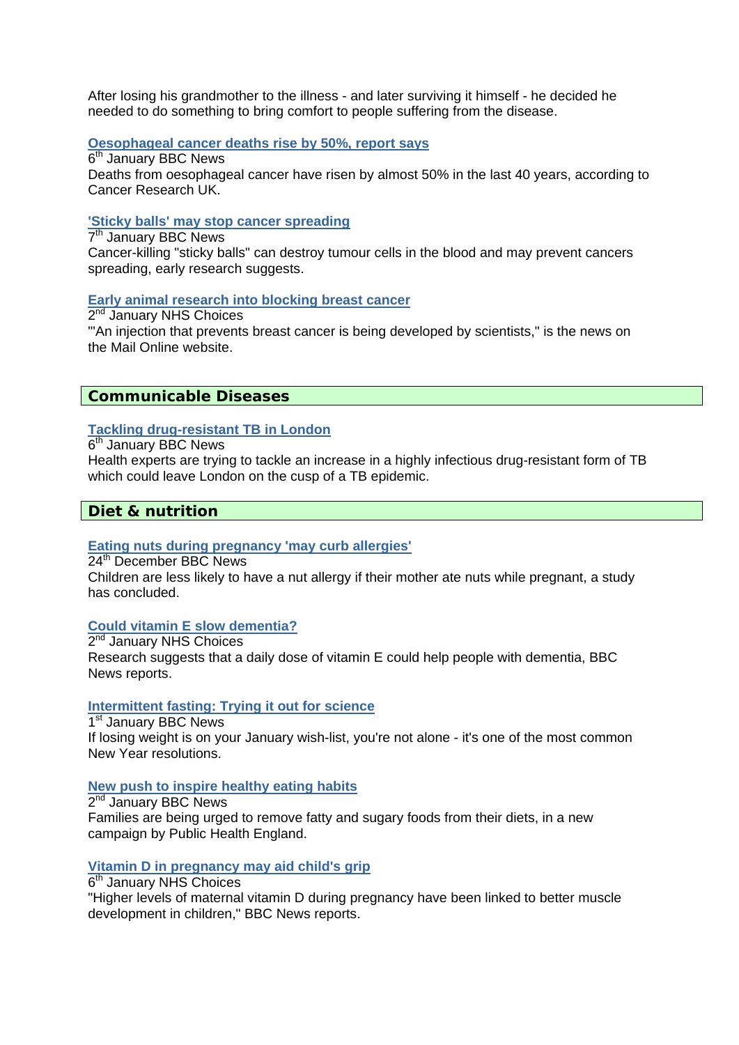After losing his grandmother to the illness - and later surviving it himself - he decided he needed to do something to bring comfort to people suffering from the disease.

**Oesophageal cancer deaths rise by 50%, report says**
6th January BBC News
Deaths from oesophageal cancer have risen by almost 50% in the last 40 years, according to Cancer Research UK.

**'Sticky balls' may stop cancer spreading**
7th January BBC News
Cancer-killing "sticky balls" can destroy tumour cells in the blood and may prevent cancers spreading, early research suggests.

**Early animal research into blocking breast cancer**
2nd January NHS Choices
"'An injection that prevents breast cancer is being developed by scientists," is the news on the Mail Online website.

## Communicable Diseases

**Tackling drug-resistant TB in London**
6th January BBC News
Health experts are trying to tackle an increase in a highly infectious drug-resistant form of TB which could leave London on the cusp of a TB epidemic.

## Diet & nutrition

**Eating nuts during pregnancy 'may curb allergies'**
24th December BBC News
Children are less likely to have a nut allergy if their mother ate nuts while pregnant, a study has concluded.

**Could vitamin E slow dementia?**
2nd January NHS Choices
Research suggests that a daily dose of vitamin E could help people with dementia, BBC News reports.

**Intermittent fasting: Trying it out for science**
1st January BBC News
If losing weight is on your January wish-list, you're not alone - it's one of the most common New Year resolutions.

**New push to inspire healthy eating habits**
2nd January BBC News
Families are being urged to remove fatty and sugary foods from their diets, in a new campaign by Public Health England.

**Vitamin D in pregnancy may aid child's grip**
6th January NHS Choices
"Higher levels of maternal vitamin D during pregnancy have been linked to better muscle development in children," BBC News reports.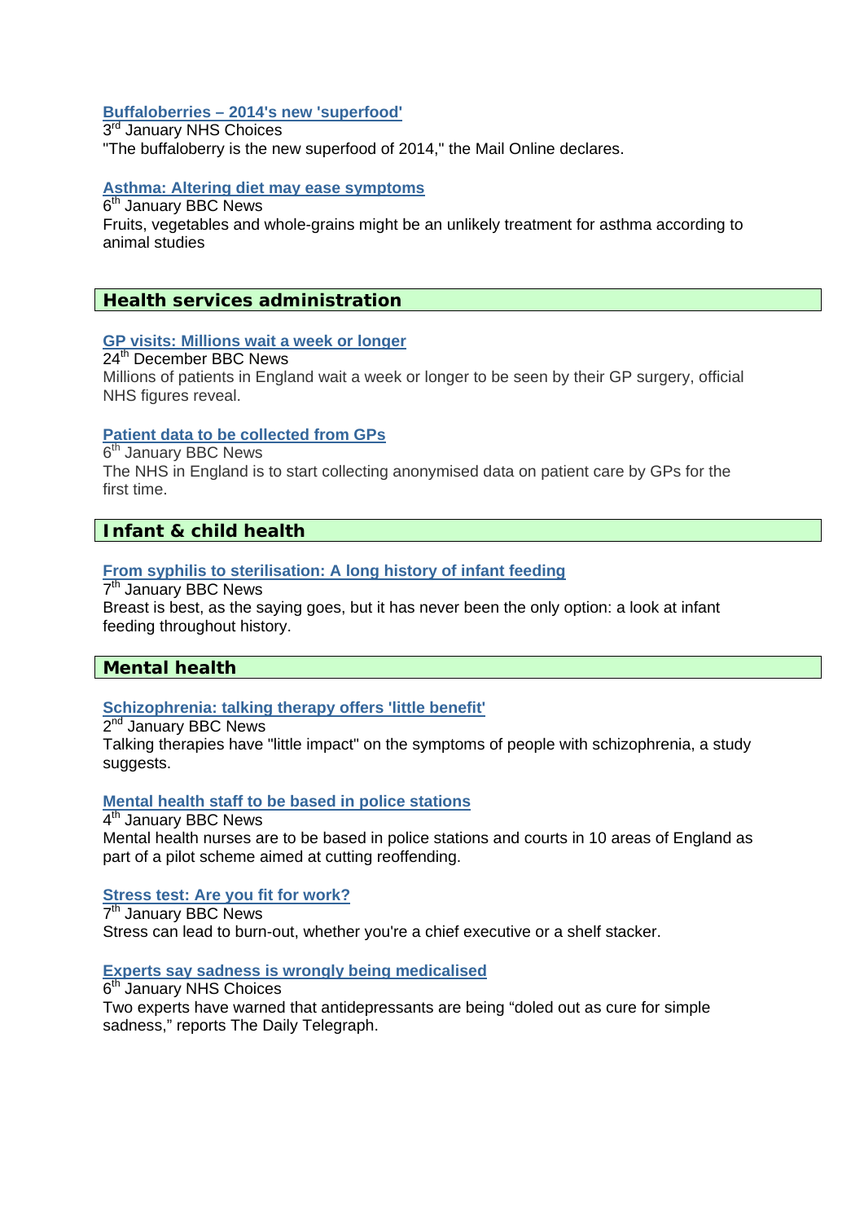**Buffaloberries – 2014's new 'superfood'**
3rd January NHS Choices
"The buffaloberry is the new superfood of 2014," the Mail Online declares.

**Asthma: Altering diet may ease symptoms**
6th January BBC News
Fruits, vegetables and whole-grains might be an unlikely treatment for asthma according to animal studies

## Health services administration

**GP visits: Millions wait a week or longer**
24th December BBC News
Millions of patients in England wait a week or longer to be seen by their GP surgery, official NHS figures reveal.

**Patient data to be collected from GPs**
6th January BBC News
The NHS in England is to start collecting anonymised data on patient care by GPs for the first time.

## Infant & child health

**From syphilis to sterilisation: A long history of infant feeding**
7th January BBC News
Breast is best, as the saying goes, but it has never been the only option: a look at infant feeding throughout history.

## Mental health

**Schizophrenia: talking therapy offers 'little benefit'**
2nd January BBC News
Talking therapies have "little impact" on the symptoms of people with schizophrenia, a study suggests.

**Mental health staff to be based in police stations**
4th January BBC News
Mental health nurses are to be based in police stations and courts in 10 areas of England as part of a pilot scheme aimed at cutting reoffending.

**Stress test: Are you fit for work?**
7th January BBC News
Stress can lead to burn-out, whether you're a chief executive or a shelf stacker.

**Experts say sadness is wrongly being medicalised**
6th January NHS Choices
Two experts have warned that antidepressants are being "doled out as cure for simple sadness," reports The Daily Telegraph.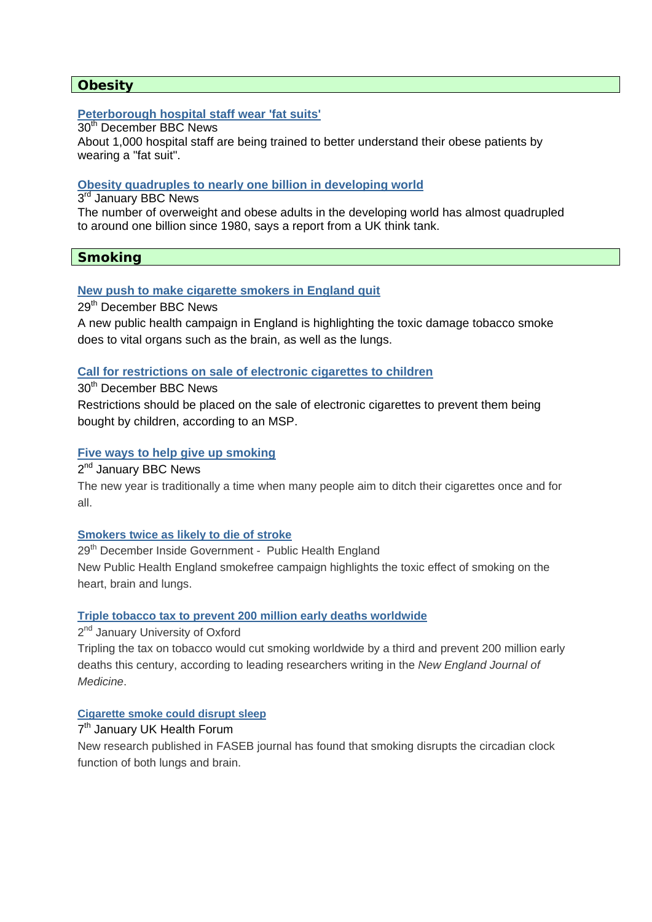## Obesity

**Peterborough hospital staff wear 'fat suits'**
30th December BBC News
About 1,000 hospital staff are being trained to better understand their obese patients by wearing a "fat suit".

**Obesity quadruples to nearly one billion in developing world**
3rd January BBC News
The number of overweight and obese adults in the developing world has almost quadrupled to around one billion since 1980, says a report from a UK think tank.

## Smoking

**New push to make cigarette smokers in England quit**
29th December BBC News
A new public health campaign in England is highlighting the toxic damage tobacco smoke does to vital organs such as the brain, as well as the lungs.

**Call for restrictions on sale of electronic cigarettes to children**
30th December BBC News
Restrictions should be placed on the sale of electronic cigarettes to prevent them being bought by children, according to an MSP.

**Five ways to help give up smoking**
2nd January BBC News
The new year is traditionally a time when many people aim to ditch their cigarettes once and for all.

**Smokers twice as likely to die of stroke**
29th December Inside Government - Public Health England
New Public Health England smokefree campaign highlights the toxic effect of smoking on the heart, brain and lungs.

**Triple tobacco tax to prevent 200 million early deaths worldwide**
2nd January University of Oxford
Tripling the tax on tobacco would cut smoking worldwide by a third and prevent 200 million early deaths this century, according to leading researchers writing in the *New England Journal of Medicine*.

**Cigarette smoke could disrupt sleep**
7th January UK Health Forum
New research published in FASEB journal has found that smoking disrupts the circadian clock function of both lungs and brain.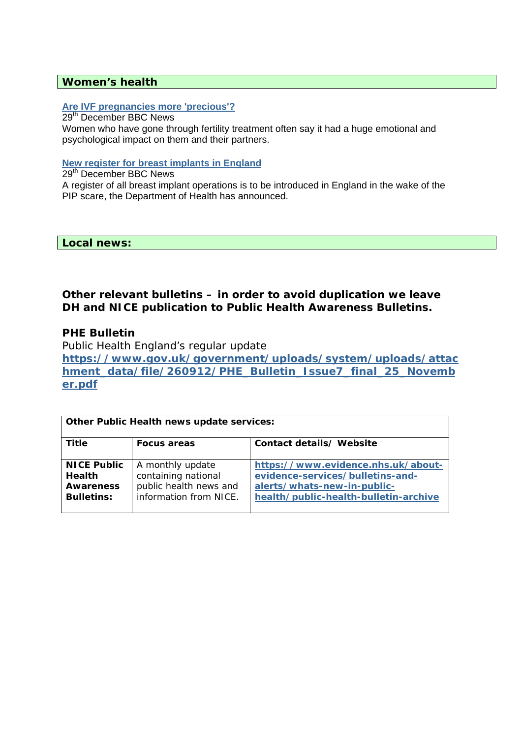## Women's health

**Are IVF pregnancies more 'precious'?**
29th December BBC News
Women who have gone through fertility treatment often say it had a huge emotional and psychological impact on them and their partners.

**New register for breast implants in England**
29th December BBC News
A register of all breast implant operations is to be introduced in England in the wake of the PIP scare, the Department of Health has announced.

## Local news:

**Other relevant bulletins – in order to avoid duplication we leave DH and NICE publication to Public Health Awareness Bulletins.**

**PHE Bulletin**
Public Health England's regular update
**https://www.gov.uk/government/uploads/system/uploads/attachment_data/file/260912/PHE_Bulletin_Issue7_final_25_November.pdf**

| Other Public Health news update services: | | |
|---|---|---|
| **Title** | **Focus areas** | **Contact details/ Website** |
| **NICE Public Health Awareness Bulletins:** | A monthly update containing national public health news and information from NICE. | **https://www.evidence.nhs.uk/about-evidence-services/bulletins-and-alerts/whats-new-in-public-health/public-health-bulletin-archive** |